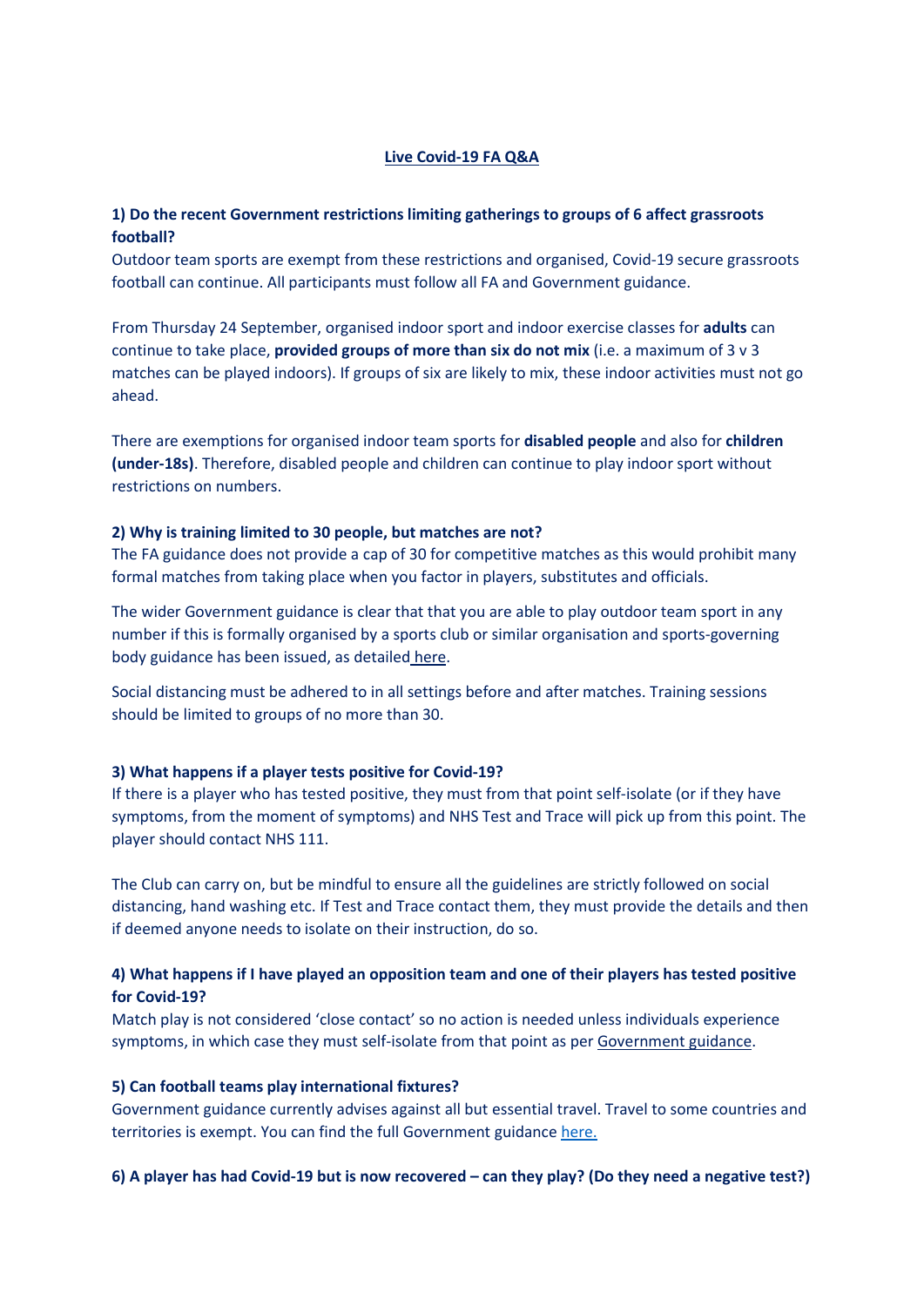# Live Covid-19 FA Q&A

### 1) Do the recent Government restrictions limiting gatherings to groups of 6 affect grassroots football?

Outdoor team sports are exempt from these restrictions and organised, Covid-19 secure grassroots football can continue. All participants must follow all FA and Government guidance.

From Thursday 24 September, organised indoor sport and indoor exercise classes for **adults** can continue to take place, **provided groups of more than six do not mix** (i.e. a maximum of 3 v 3 matches can be played indoors). If groups of six are likely to mix, these indoor activities must not go ahead.

There are exemptions for organised indoor team sports for **disabled people** and also for **children (under-18s)**. Therefore, disabled people and children can continue to play indoor sport without restrictions on numbers.

### 2) Why is training limited to 30 people, but matches are not?

The FA guidance does not provide a cap of 30 for competitive matches as this would prohibit many formal matches from taking place when you factor in players, substitutes and officials.

The wider Government guidance is clear that that you are able to play outdoor team sport in any number if this is formally organised by a sports club or similar organisation and sports-governing body guidance has been issued, as detailed here.

Social distancing must be adhered to in all settings before and after matches. Training sessions should be limited to groups of no more than 30.

### 3) What happens if a player tests positive for Covid-19?

If there is a player who has tested positive, they must from that point self-isolate (or if they have symptoms, from the moment of symptoms) and NHS Test and Trace will pick up from this point. The player should contact NHS 111.

The Club can carry on, but be mindful to ensure all the guidelines are strictly followed on social distancing, hand washing etc. If Test and Trace contact them, they must provide the details and then if deemed anyone needs to isolate on their instruction, do so.

### 4) What happens if I have played an opposition team and one of their players has tested positive for Covid-19?

Match play is not considered 'close contact' so no action is needed unless individuals experience symptoms, in which case they must self-isolate from that point as per Government guidance.

### 5) Can football teams play international fixtures?

Government guidance currently advises against all but essential travel. Travel to some countries and territories is exempt. You can find the full Government guidance here.

### 6) A player has had Covid-19 but is now recovered – can they play? (Do they need a negative test?)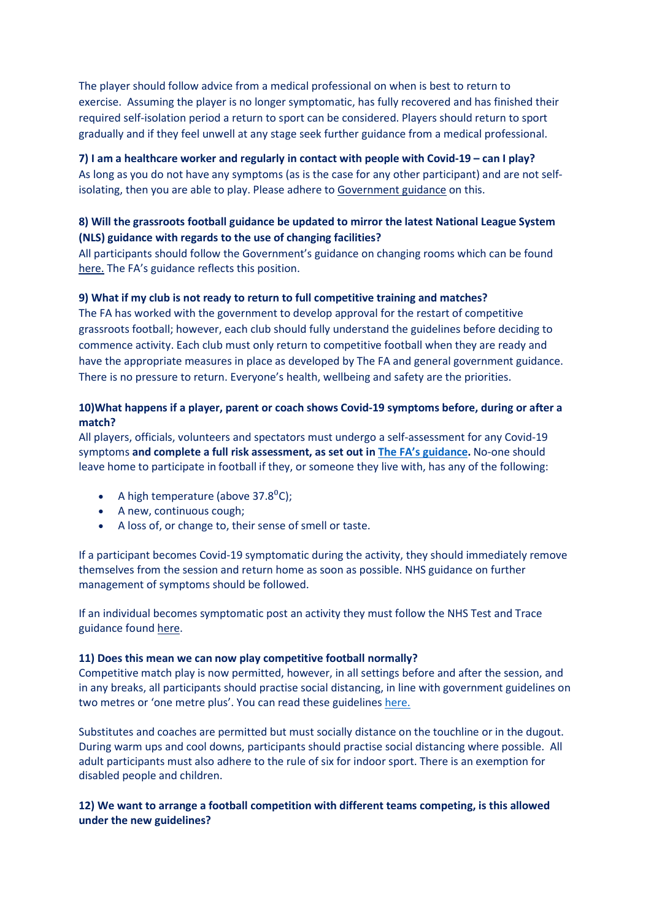The player should follow advice from a medical professional on when is best to return to exercise. Assuming the player is no longer symptomatic, has fully recovered and has finished their required self-isolation period a return to sport can be considered. Players should return to sport gradually and if they feel unwell at any stage seek further guidance from a medical professional.

**7) I am a healthcare worker and regularly in contact with people with Covid-19 – can I play?**

As long as you do not have any symptoms (as is the case for any other participant) and are not self-isolating, then you are able to play. Please adhere to Government guidance on this.

**8) Will the grassroots football guidance be updated to mirror the latest National League System (NLS) guidance with regards to the use of changing facilities?**

All participants should follow the Government's guidance on changing rooms which can be found here. The FA's guidance reflects this position.

**9) What if my club is not ready to return to full competitive training and matches?**

The FA has worked with the government to develop approval for the restart of competitive grassroots football; however, each club should fully understand the guidelines before deciding to commence activity. Each club must only return to competitive football when they are ready and have the appropriate measures in place as developed by The FA and general government guidance. There is no pressure to return. Everyone's health, wellbeing and safety are the priorities.

**10)What happens if a player, parent or coach shows Covid-19 symptoms before, during or after a match?**

All players, officials, volunteers and spectators must undergo a self-assessment for any Covid-19 symptoms **and complete a full risk assessment, as set out in The FA's guidance.** No-one should leave home to participate in football if they, or someone they live with, has any of the following:

- A high temperature (above 37.8$^0$C);
- A new, continuous cough;
- A loss of, or change to, their sense of smell or taste.

If a participant becomes Covid-19 symptomatic during the activity, they should immediately remove themselves from the session and return home as soon as possible. NHS guidance on further management of symptoms should be followed.

If an individual becomes symptomatic post an activity they must follow the NHS Test and Trace guidance found here.

**11) Does this mean we can now play competitive football normally?**

Competitive match play is now permitted, however, in all settings before and after the session, and in any breaks, all participants should practise social distancing, in line with government guidelines on two metres or 'one metre plus'. You can read these guidelines here.

Substitutes and coaches are permitted but must socially distance on the touchline or in the dugout. During warm ups and cool downs, participants should practise social distancing where possible. All adult participants must also adhere to the rule of six for indoor sport. There is an exemption for disabled people and children.

**12) We want to arrange a football competition with different teams competing, is this allowed under the new guidelines?**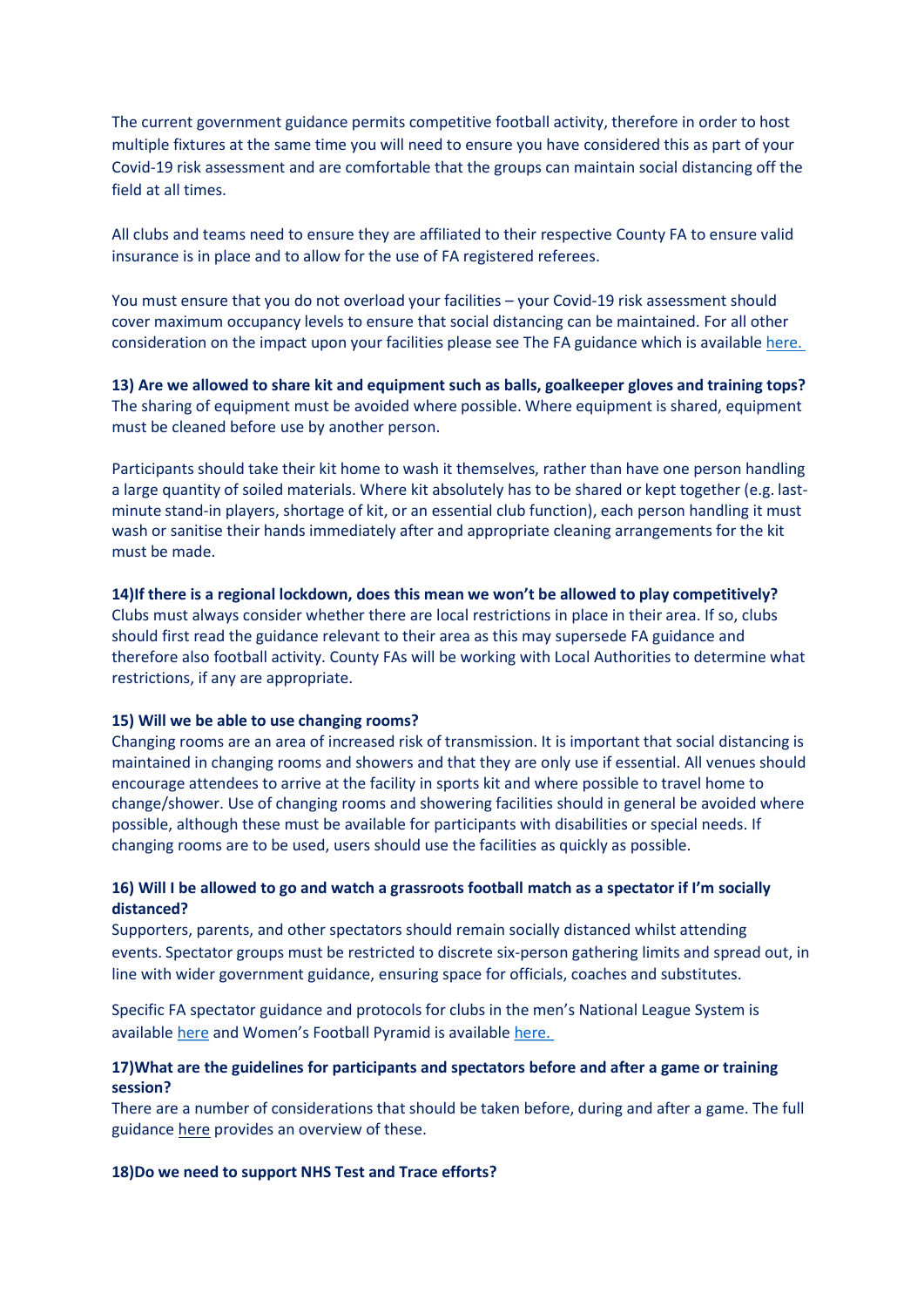The current government guidance permits competitive football activity, therefore in order to host multiple fixtures at the same time you will need to ensure you have considered this as part of your Covid-19 risk assessment and are comfortable that the groups can maintain social distancing off the field at all times.

All clubs and teams need to ensure they are affiliated to their respective County FA to ensure valid insurance is in place and to allow for the use of FA registered referees.

You must ensure that you do not overload your facilities – your Covid-19 risk assessment should cover maximum occupancy levels to ensure that social distancing can be maintained. For all other consideration on the impact upon your facilities please see The FA guidance which is available here.

**13) Are we allowed to share kit and equipment such as balls, goalkeeper gloves and training tops?**
The sharing of equipment must be avoided where possible. Where equipment is shared, equipment must be cleaned before use by another person.

Participants should take their kit home to wash it themselves, rather than have one person handling a large quantity of soiled materials. Where kit absolutely has to be shared or kept together (e.g. last-minute stand-in players, shortage of kit, or an essential club function), each person handling it must wash or sanitise their hands immediately after and appropriate cleaning arrangements for the kit must be made.

**14)If there is a regional lockdown, does this mean we won't be allowed to play competitively?**
Clubs must always consider whether there are local restrictions in place in their area. If so, clubs should first read the guidance relevant to their area as this may supersede FA guidance and therefore also football activity. County FAs will be working with Local Authorities to determine what restrictions, if any are appropriate.

**15) Will we be able to use changing rooms?**
Changing rooms are an area of increased risk of transmission. It is important that social distancing is maintained in changing rooms and showers and that they are only use if essential. All venues should encourage attendees to arrive at the facility in sports kit and where possible to travel home to change/shower. Use of changing rooms and showering facilities should in general be avoided where possible, although these must be available for participants with disabilities or special needs. If changing rooms are to be used, users should use the facilities as quickly as possible.

**16) Will I be allowed to go and watch a grassroots football match as a spectator if I'm socially distanced?**
Supporters, parents, and other spectators should remain socially distanced whilst attending events. Spectator groups must be restricted to discrete six-person gathering limits and spread out, in line with wider government guidance, ensuring space for officials, coaches and substitutes.

Specific FA spectator guidance and protocols for clubs in the men's National League System is available here and Women's Football Pyramid is available here.

**17)What are the guidelines for participants and spectators before and after a game or training session?**
There are a number of considerations that should be taken before, during and after a game. The full guidance here provides an overview of these.

**18)Do we need to support NHS Test and Trace efforts?**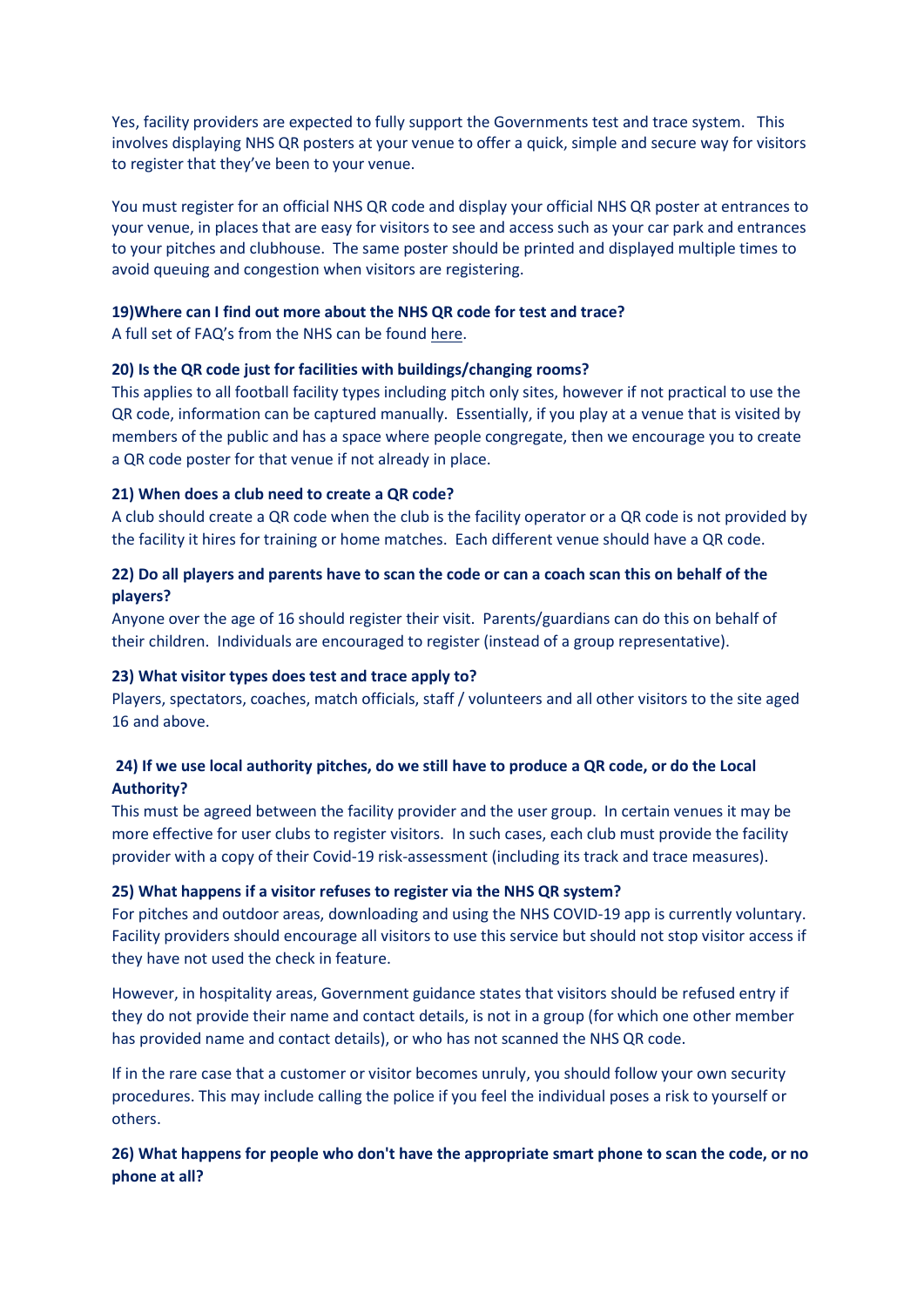Yes, facility providers are expected to fully support the Governments test and trace system. This involves displaying NHS QR posters at your venue to offer a quick, simple and secure way for visitors to register that they've been to your venue.

You must register for an official NHS QR code and display your official NHS QR poster at entrances to your venue, in places that are easy for visitors to see and access such as your car park and entrances to your pitches and clubhouse. The same poster should be printed and displayed multiple times to avoid queuing and congestion when visitors are registering.

**19)Where can I find out more about the NHS QR code for test and trace?**

A full set of FAQ's from the NHS can be found here.

**20) Is the QR code just for facilities with buildings/changing rooms?**

This applies to all football facility types including pitch only sites, however if not practical to use the QR code, information can be captured manually. Essentially, if you play at a venue that is visited by members of the public and has a space where people congregate, then we encourage you to create a QR code poster for that venue if not already in place.

**21) When does a club need to create a QR code?**

A club should create a QR code when the club is the facility operator or a QR code is not provided by the facility it hires for training or home matches. Each different venue should have a QR code.

**22) Do all players and parents have to scan the code or can a coach scan this on behalf of the players?**

Anyone over the age of 16 should register their visit. Parents/guardians can do this on behalf of their children. Individuals are encouraged to register (instead of a group representative).

**23) What visitor types does test and trace apply to?**

Players, spectators, coaches, match officials, staff / volunteers and all other visitors to the site aged 16 and above.

**24) If we use local authority pitches, do we still have to produce a QR code, or do the Local Authority?**

This must be agreed between the facility provider and the user group. In certain venues it may be more effective for user clubs to register visitors. In such cases, each club must provide the facility provider with a copy of their Covid-19 risk-assessment (including its track and trace measures).

**25) What happens if a visitor refuses to register via the NHS QR system?**

For pitches and outdoor areas, downloading and using the NHS COVID-19 app is currently voluntary. Facility providers should encourage all visitors to use this service but should not stop visitor access if they have not used the check in feature.

However, in hospitality areas, Government guidance states that visitors should be refused entry if they do not provide their name and contact details, is not in a group (for which one other member has provided name and contact details), or who has not scanned the NHS QR code.

If in the rare case that a customer or visitor becomes unruly, you should follow your own security procedures. This may include calling the police if you feel the individual poses a risk to yourself or others.

**26) What happens for people who don't have the appropriate smart phone to scan the code, or no phone at all?**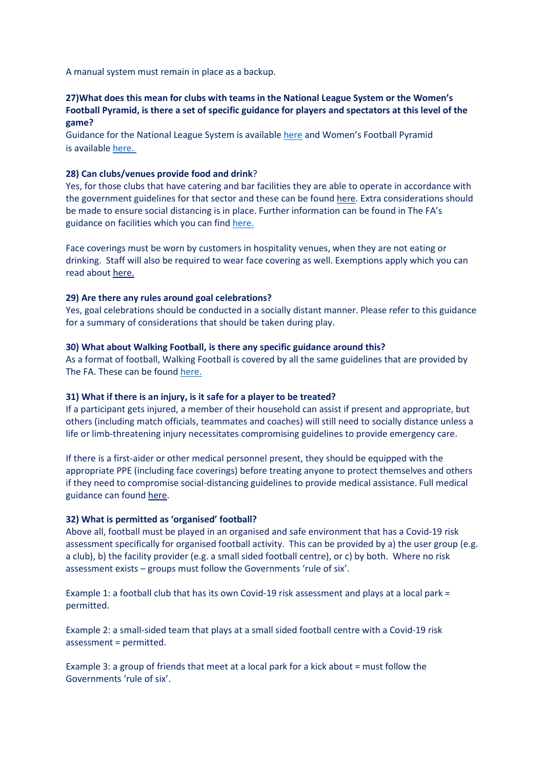A manual system must remain in place as a backup.

**27)What does this mean for clubs with teams in the National League System or the Women's Football Pyramid, is there a set of specific guidance for players and spectators at this level of the game?**

Guidance for the National League System is available here and Women's Football Pyramid is available here.

**28) Can clubs/venues provide food and drink**?

Yes, for those clubs that have catering and bar facilities they are able to operate in accordance with the government guidelines for that sector and these can be found here. Extra considerations should be made to ensure social distancing is in place. Further information can be found in The FA's guidance on facilities which you can find here.

Face coverings must be worn by customers in hospitality venues, when they are not eating or drinking. Staff will also be required to wear face covering as well. Exemptions apply which you can read about here.

**29) Are there any rules around goal celebrations?**

Yes, goal celebrations should be conducted in a socially distant manner. Please refer to this guidance for a summary of considerations that should be taken during play.

**30) What about Walking Football, is there any specific guidance around this?**

As a format of football, Walking Football is covered by all the same guidelines that are provided by The FA. These can be found here.

**31) What if there is an injury, is it safe for a player to be treated?**

If a participant gets injured, a member of their household can assist if present and appropriate, but others (including match officials, teammates and coaches) will still need to socially distance unless a life or limb-threatening injury necessitates compromising guidelines to provide emergency care.

If there is a first-aider or other medical personnel present, they should be equipped with the appropriate PPE (including face coverings) before treating anyone to protect themselves and others if they need to compromise social-distancing guidelines to provide medical assistance. Full medical guidance can found here.

**32) What is permitted as 'organised' football?**

Above all, football must be played in an organised and safe environment that has a Covid-19 risk assessment specifically for organised football activity. This can be provided by a) the user group (e.g. a club), b) the facility provider (e.g. a small sided football centre), or c) by both. Where no risk assessment exists – groups must follow the Governments 'rule of six'.

Example 1: a football club that has its own Covid-19 risk assessment and plays at a local park = permitted.

Example 2: a small-sided team that plays at a small sided football centre with a Covid-19 risk assessment = permitted.

Example 3: a group of friends that meet at a local park for a kick about = must follow the Governments 'rule of six'.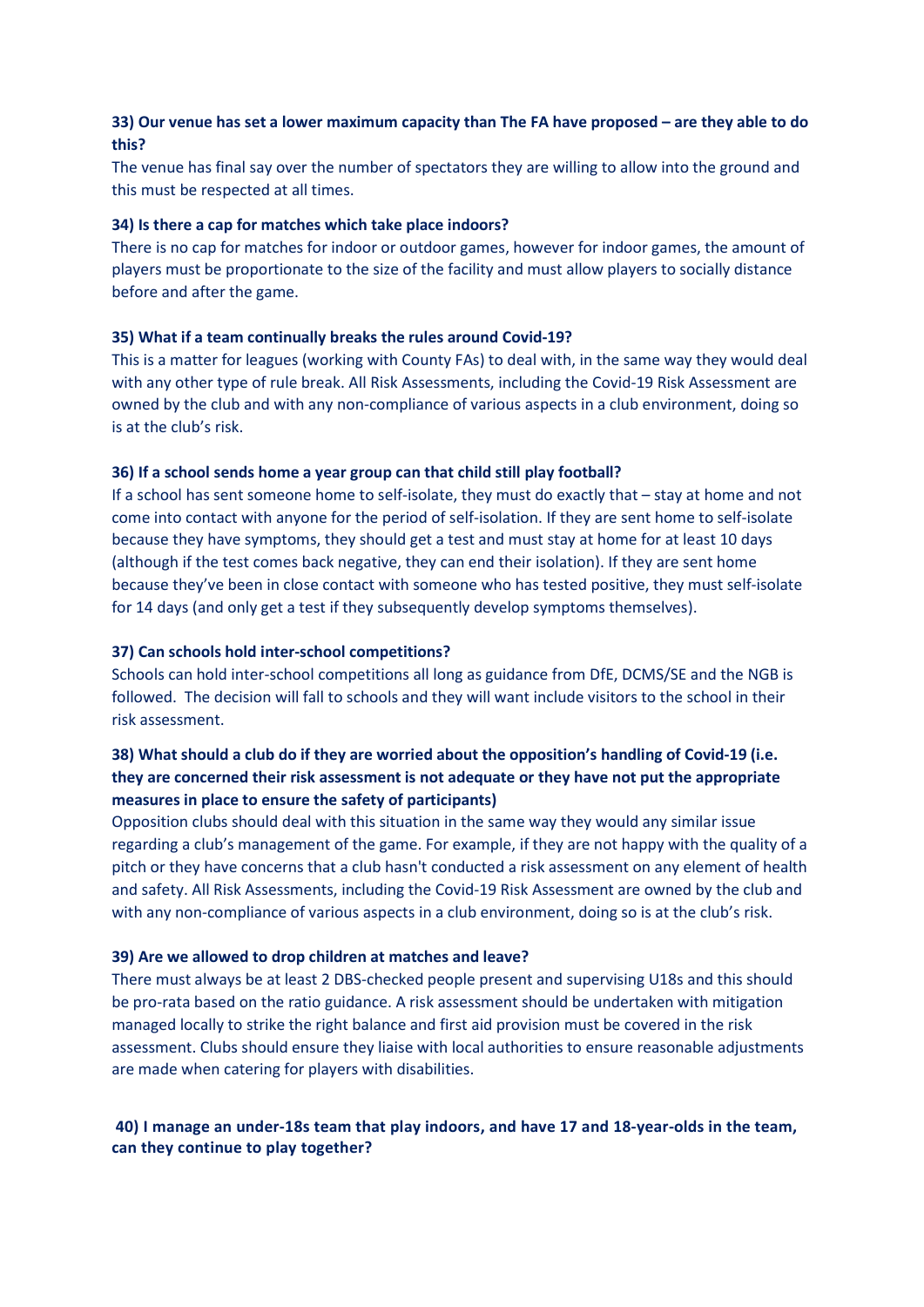**33) Our venue has set a lower maximum capacity than The FA have proposed – are they able to do this?**

The venue has final say over the number of spectators they are willing to allow into the ground and this must be respected at all times.

**34) Is there a cap for matches which take place indoors?**

There is no cap for matches for indoor or outdoor games, however for indoor games, the amount of players must be proportionate to the size of the facility and must allow players to socially distance before and after the game.

**35) What if a team continually breaks the rules around Covid-19?**

This is a matter for leagues (working with County FAs) to deal with, in the same way they would deal with any other type of rule break. All Risk Assessments, including the Covid-19 Risk Assessment are owned by the club and with any non-compliance of various aspects in a club environment, doing so is at the club's risk.

**36) If a school sends home a year group can that child still play football?**

If a school has sent someone home to self-isolate, they must do exactly that – stay at home and not come into contact with anyone for the period of self-isolation. If they are sent home to self-isolate because they have symptoms, they should get a test and must stay at home for at least 10 days (although if the test comes back negative, they can end their isolation). If they are sent home because they've been in close contact with someone who has tested positive, they must self-isolate for 14 days (and only get a test if they subsequently develop symptoms themselves).

**37) Can schools hold inter-school competitions?**

Schools can hold inter-school competitions all long as guidance from DfE, DCMS/SE and the NGB is followed. The decision will fall to schools and they will want include visitors to the school in their risk assessment.

**38) What should a club do if they are worried about the opposition's handling of Covid-19 (i.e. they are concerned their risk assessment is not adequate or they have not put the appropriate measures in place to ensure the safety of participants)**

Opposition clubs should deal with this situation in the same way they would any similar issue regarding a club's management of the game. For example, if they are not happy with the quality of a pitch or they have concerns that a club hasn't conducted a risk assessment on any element of health and safety. All Risk Assessments, including the Covid-19 Risk Assessment are owned by the club and with any non-compliance of various aspects in a club environment, doing so is at the club's risk.

**39) Are we allowed to drop children at matches and leave?**

There must always be at least 2 DBS-checked people present and supervising U18s and this should be pro-rata based on the ratio guidance. A risk assessment should be undertaken with mitigation managed locally to strike the right balance and first aid provision must be covered in the risk assessment. Clubs should ensure they liaise with local authorities to ensure reasonable adjustments are made when catering for players with disabilities.

**40) I manage an under-18s team that play indoors, and have 17 and 18-year-olds in the team, can they continue to play together?**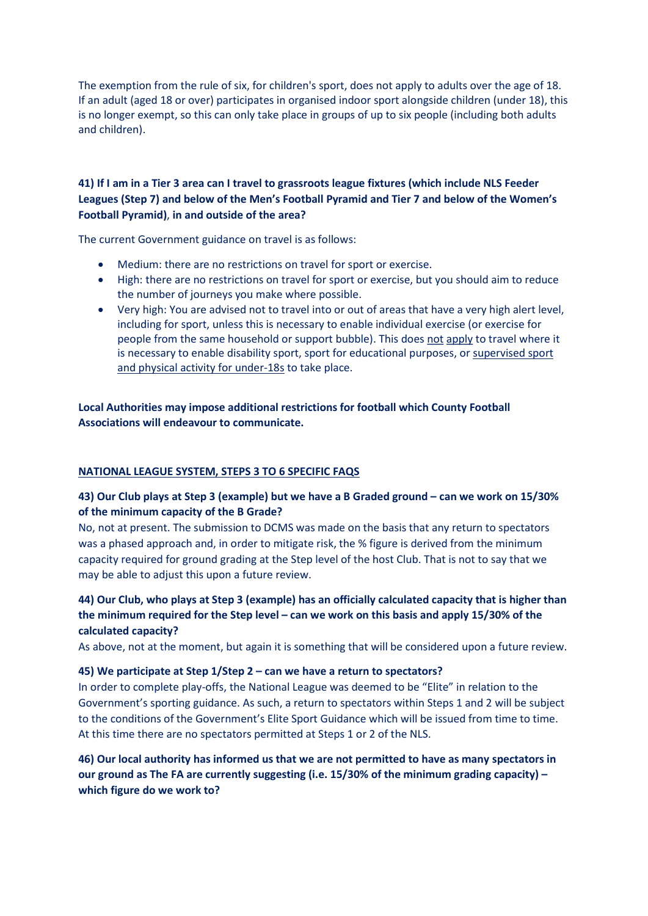The exemption from the rule of six, for children's sport, does not apply to adults over the age of 18. If an adult (aged 18 or over) participates in organised indoor sport alongside children (under 18), this is no longer exempt, so this can only take place in groups of up to six people (including both adults and children).

**41) If I am in a Tier 3 area can I travel to grassroots league fixtures (which include NLS Feeder Leagues (Step 7) and below of the Men's Football Pyramid and Tier 7 and below of the Women's Football Pyramid), in and outside of the area?**

The current Government guidance on travel is as follows:

- Medium: there are no restrictions on travel for sport or exercise.
- High: there are no restrictions on travel for sport or exercise, but you should aim to reduce the number of journeys you make where possible.
- Very high: You are advised not to travel into or out of areas that have a very high alert level, including for sport, unless this is necessary to enable individual exercise (or exercise for people from the same household or support bubble). This does not apply to travel where it is necessary to enable disability sport, sport for educational purposes, or supervised sport and physical activity for under-18s to take place.

**Local Authorities may impose additional restrictions for football which County Football Associations will endeavour to communicate.**

## NATIONAL LEAGUE SYSTEM, STEPS 3 TO 6 SPECIFIC FAQS

**43) Our Club plays at Step 3 (example) but we have a B Graded ground – can we work on 15/30% of the minimum capacity of the B Grade?**

No, not at present. The submission to DCMS was made on the basis that any return to spectators was a phased approach and, in order to mitigate risk, the % figure is derived from the minimum capacity required for ground grading at the Step level of the host Club. That is not to say that we may be able to adjust this upon a future review.

**44) Our Club, who plays at Step 3 (example) has an officially calculated capacity that is higher than the minimum required for the Step level – can we work on this basis and apply 15/30% of the calculated capacity?**

As above, not at the moment, but again it is something that will be considered upon a future review.

**45) We participate at Step 1/Step 2 – can we have a return to spectators?**

In order to complete play-offs, the National League was deemed to be "Elite" in relation to the Government's sporting guidance. As such, a return to spectators within Steps 1 and 2 will be subject to the conditions of the Government's Elite Sport Guidance which will be issued from time to time. At this time there are no spectators permitted at Steps 1 or 2 of the NLS.

**46) Our local authority has informed us that we are not permitted to have as many spectators in our ground as The FA are currently suggesting (i.e. 15/30% of the minimum grading capacity) – which figure do we work to?**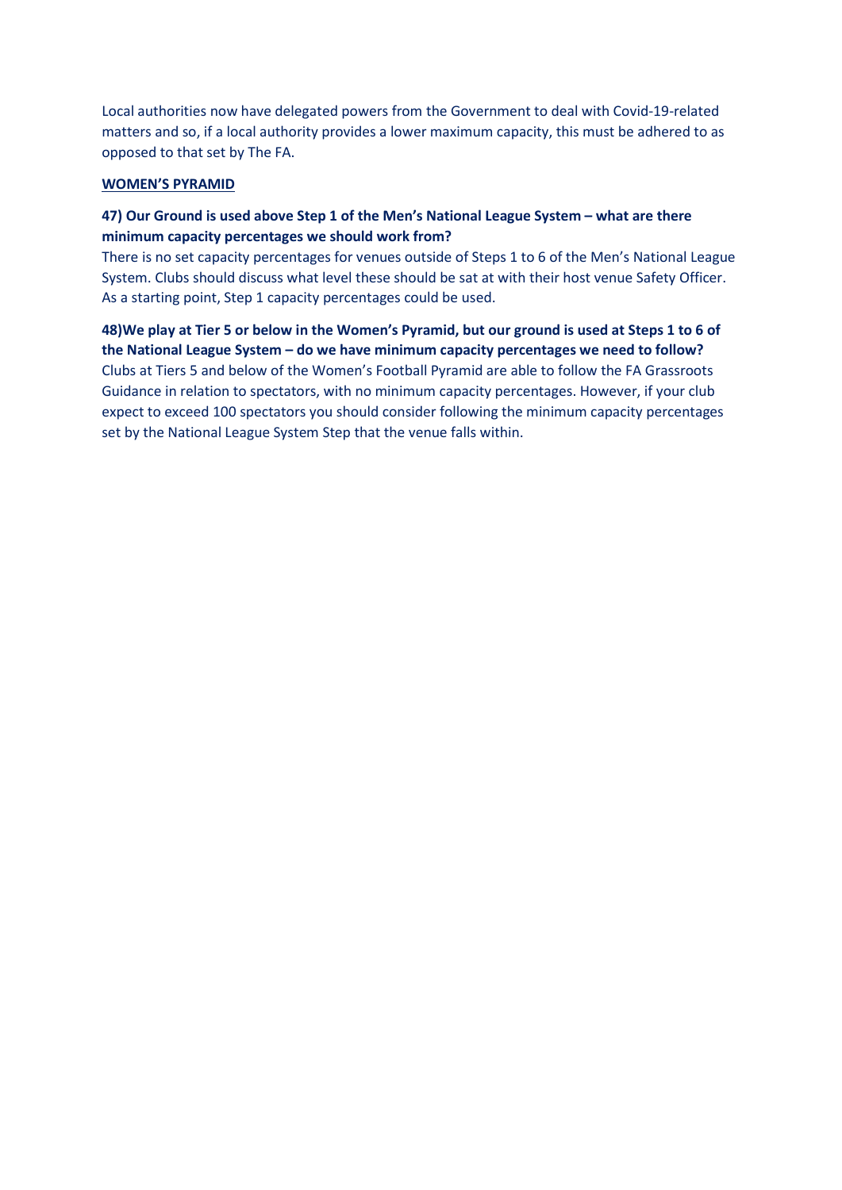Local authorities now have delegated powers from the Government to deal with Covid-19-related matters and so, if a local authority provides a lower maximum capacity, this must be adhered to as opposed to that set by The FA.

## WOMEN'S PYRAMID

**47) Our Ground is used above Step 1 of the Men's National League System – what are there minimum capacity percentages we should work from?**

There is no set capacity percentages for venues outside of Steps 1 to 6 of the Men's National League System. Clubs should discuss what level these should be sat at with their host venue Safety Officer. As a starting point, Step 1 capacity percentages could be used.

**48)We play at Tier 5 or below in the Women's Pyramid, but our ground is used at Steps 1 to 6 of the National League System – do we have minimum capacity percentages we need to follow?**

Clubs at Tiers 5 and below of the Women's Football Pyramid are able to follow the FA Grassroots Guidance in relation to spectators, with no minimum capacity percentages. However, if your club expect to exceed 100 spectators you should consider following the minimum capacity percentages set by the National League System Step that the venue falls within.